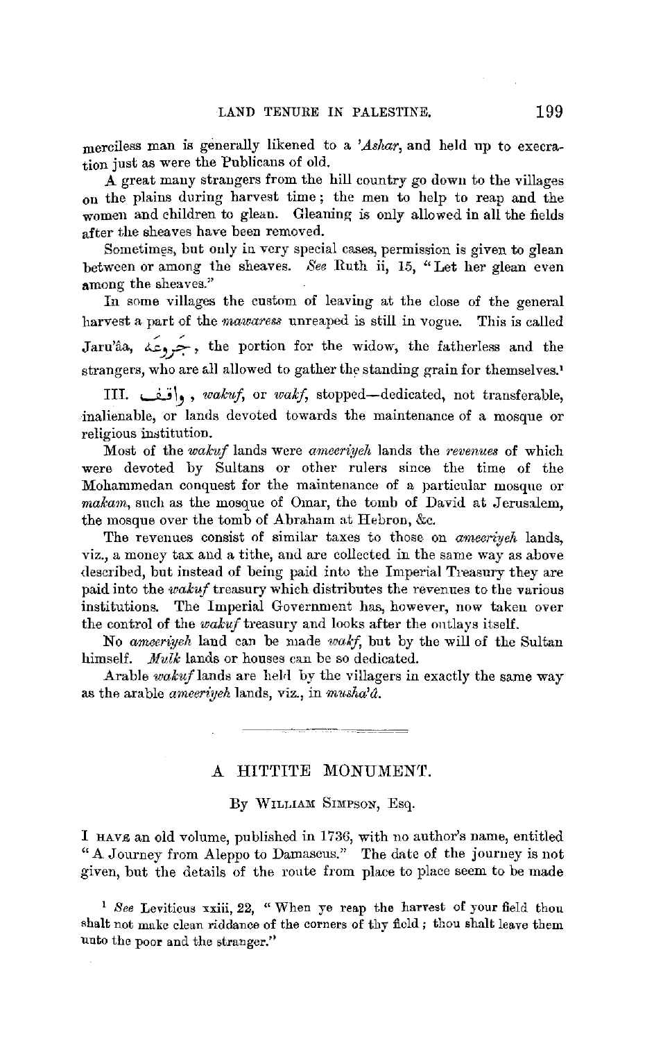merciless man is generally likened to a *'Ashar*, and held up to execration just as were the Publicans of old.

A great many strangers from the hill country go down to the villages on the plains during harvest time; the men to help to reap and the women and children to glean. Gleaning is only allowed in all the fields after the sheaves have been removed.

Sometimes, but only in very special cases, permission is given to glean between or among the sheaves. *See* Ruth ii, 15, "Let her glean even among the sheaves."

In some villages the custom of leaving at the close of the general harvest a part of the *mawaress* unreaped is still in vogue. This is called Jaru'âa, جَرُوعَة, the portion for the widow, the fatherless and the strangers, who are all allowed to gather the standing grain for themselves.[1]

III. وَاقِف, *wakuf*, or *wakf*, stopped—dedicated, not transferable, inalienable, or lands devoted towards the maintenance of a mosque or religious institution.

Most of the *wakuf* lands were *ameeriyeh* lands the *revenues* of which were devoted by Sultans or other rulers since the time of the Mohammedan conquest for the maintenance of a particular mosque or *makam*, such as the mosque of Omar, the tomb of David at Jerusalem, the mosque over the tomb of Abraham at Hebron, &c.

The revenues consist of similar taxes to those on *ameeriyeh* lands, viz., a money tax and a tithe, and are collected in the same way as above described, but instead of being paid into the Imperial Treasury they are paid into the *wakuf* treasury which distributes the revenues to the various institutions. The Imperial Government has, however, now taken over the control of the *wakuf* treasury and looks after the outlays itself.

No *ameeriyeh* land can be made *wakf*, but by the will of the Sultan himself. *Mulk* lands or houses can be so dedicated.

Arable *wakuf* lands are held by the villagers in exactly the same way as the arable *ameeriyeh* lands, viz., in *musha'â*.

---

## A HITTITE MONUMENT.

By William Simpson, Esq.

I have an old volume, published in 1736, with no author's name, entitled "A Journey from Aleppo to Damascus." The date of the journey is not given, but the details of the route from place to place seem to be made

[1] *See* Leviticus xxiii, 22, "When ye reap the harvest of your field thou shalt not make clean riddance of the corners of thy field; thou shalt leave them unto the poor and the stranger."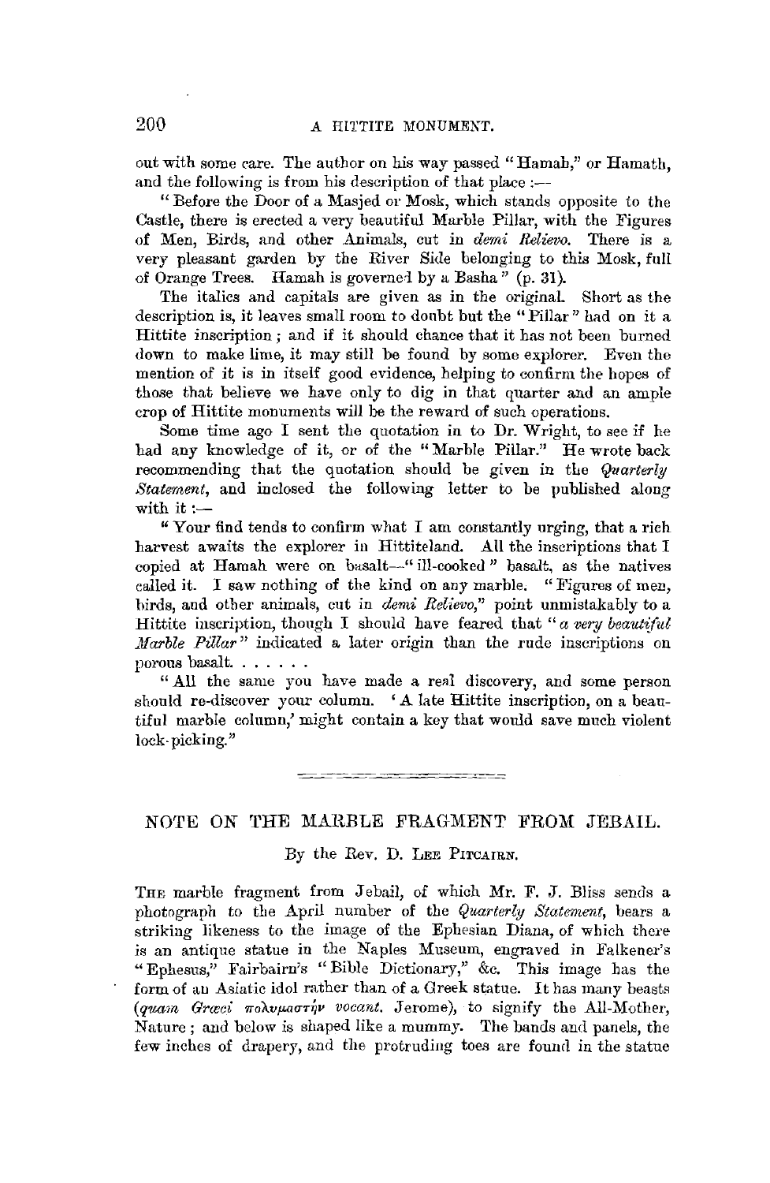out with some care. The author on his way passed "Hamah," or Hamath, and the following is from his description of that place :—

"Before the Door of a Masjed or Mosk, which stands opposite to the Castle, there is erected a very beautiful Marble Pillar, with the Figures of Men, Birds, and other Animals, cut in *demi Relievo*. There is a very pleasant garden by the River Side belonging to this Mosk, full of Orange Trees. Hamah is governed by a Basha" (p. 31).

The italics and capitals are given as in the original. Short as the description is, it leaves small room to doubt but the "Pillar" had on it a Hittite inscription; and if it should chance that it has not been burned down to make lime, it may still be found by some explorer. Even the mention of it is in itself good evidence, helping to confirm the hopes of those that believe we have only to dig in that quarter and an ample crop of Hittite monuments will be the reward of such operations.

Some time ago I sent the quotation in to Dr. Wright, to see if he had any knowledge of it, or of the "Marble Pillar." He wrote back recommending that the quotation should be given in the *Quarterly Statement*, and inclosed the following letter to be published along with it :—

"Your find tends to confirm what I am constantly urging, that a rich harvest awaits the explorer in Hittiteland. All the inscriptions that I copied at Hamah were on basalt—"ill-cooked" basalt, as the natives called it. I saw nothing of the kind on any marble. "Figures of men, birds, and other animals, cut in *demi Relievo*," point unmistakably to a Hittite inscription, though I should have feared that "*a very beautiful Marble Pillar*" indicated a later origin than the rude inscriptions on porous basalt. . . . . . .

"All the same you have made a real discovery, and some person should re-discover your column. 'A late Hittite inscription, on a beautiful marble column,' might contain a key that would save much violent lock-picking."

## NOTE ON THE MARBLE FRAGMENT FROM JEBAIL.

By the Rev. D. Lee Pitcairn.

The marble fragment from Jebail, of which Mr. F. J. Bliss sends a photograph to the April number of the *Quarterly Statement*, bears a striking likeness to the image of the Ephesian Diana, of which there is an antique statue in the Naples Museum, engraved in Falkener's "Ephesus," Fairbairn's "Bible Dictionary," &c. This image has the form of an Asiatic idol rather than of a Greek statue. It has many beasts (*quam Græci* πολυμαστήν *vocant*. Jerome), to signify the All-Mother, Nature; and below is shaped like a mummy. The bands and panels, the few inches of drapery, and the protruding toes are found in the statue